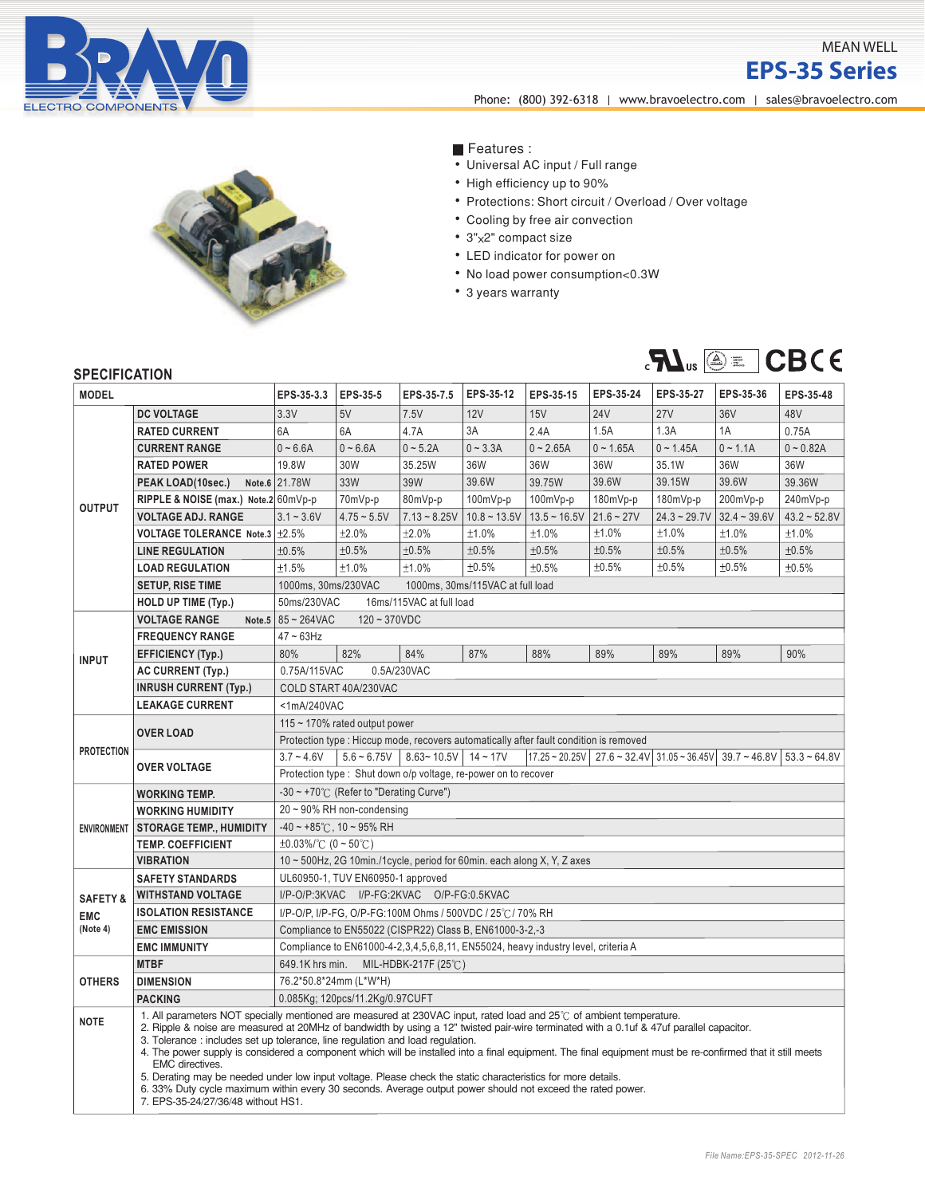MEAN WELL

# EPS-35 Series

Phone: (800) 392-6318 | www.bravoelectro.com | sales@bravoelectro.com

## Features :

- Universal AC input / Full range
- High efficiency up to 90%
- Protections: Short circuit / Overload / Over voltage
- Cooling by free air convection
- 3"x2" compact size
- LED indicator for power on
- No load power consumption<0.3W
- 3 years warranty

## SPECIFICATION

| MODEL | | EPS-35-3.3 | EPS-35-5 | EPS-35-7.5 | EPS-35-12 | EPS-35-15 | EPS-35-24 | EPS-35-27 | EPS-35-36 | EPS-35-48 |
|---|---|---|---|---|---|---|---|---|---|---|
| OUTPUT | DC VOLTAGE | 3.3V | 5V | 7.5V | 12V | 15V | 24V | 27V | 36V | 48V |
| | RATED CURRENT | 6A | 6A | 4.7A | 3A | 2.4A | 1.5A | 1.3A | 1A | 0.75A |
| | CURRENT RANGE | 0 ~ 6.6A | 0 ~ 6.6A | 0 ~ 5.2A | 0 ~ 3.3A | 0 ~ 2.65A | 0 ~ 1.65A | 0 ~ 1.45A | 0 ~ 1.1A | 0 ~ 0.82A |
| | RATED POWER | 19.8W | 30W | 35.25W | 36W | 36W | 36W | 35.1W | 36W | 36W |
| | PEAK LOAD(10sec.) Note.6 | 21.78W | 33W | 39W | 39.6W | 39.75W | 39.6W | 39.15W | 39.6W | 39.36W |
| | RIPPLE & NOISE (max.) Note.2 | 60mVp-p | 70mVp-p | 80mVp-p | 100mVp-p | 100mVp-p | 180mVp-p | 180mVp-p | 200mVp-p | 240mVp-p |
| | VOLTAGE ADJ. RANGE | 3.1 ~ 3.6V | 4.75 ~ 5.5V | 7.13 ~ 8.25V | 10.8 ~ 13.5V | 13.5 ~ 16.5V | 21.6 ~ 27V | 24.3 ~ 29.7V | 32.4 ~ 39.6V | 43.2 ~ 52.8V |
| | VOLTAGE TOLERANCE Note.3 | ±2.5% | ±2.0% | ±2.0% | ±1.0% | ±1.0% | ±1.0% | ±1.0% | ±1.0% | ±1.0% |
| | LINE REGULATION | ±0.5% | ±0.5% | ±0.5% | ±0.5% | ±0.5% | ±0.5% | ±0.5% | ±0.5% | ±0.5% |
| | LOAD REGULATION | ±1.5% | ±1.0% | ±1.0% | ±0.5% | ±0.5% | ±0.5% | ±0.5% | ±0.5% | ±0.5% |
| | SETUP, RISE TIME | 1000ms, 30ms/230VAC 1000ms, 30ms/115VAC at full load | | | | | | | | |
| | HOLD UP TIME (Typ.) | 50ms/230VAC 16ms/115VAC at full load | | | | | | | | |
| INPUT | VOLTAGE RANGE Note.5 | 85 ~ 264VAC 120 ~ 370VDC | | | | | | | | |
| | FREQUENCY RANGE | 47 ~ 63Hz | | | | | | | | |
| | EFFICIENCY (Typ.) | 80% | 82% | 84% | 87% | 88% | 89% | 89% | 89% | 90% |
| | AC CURRENT (Typ.) | 0.75A/115VAC 0.5A/230VAC | | | | | | | | |
| | INRUSH CURRENT (Typ.) | COLD START 40A/230VAC | | | | | | | | |
| | LEAKAGE CURRENT | <1mA/240VAC | | | | | | | | |
| PROTECTION | OVER LOAD | 115 ~ 170% rated output power | | | | | | | | |
| | | Protection type : Hiccup mode, recovers automatically after fault condition is removed | | | | | | | | |
| | OVER VOLTAGE | 3.7 ~ 4.6V | 5.6 ~ 6.75V | 8.63~ 10.5V | 14 ~ 17V | 17.25 ~ 20.25V | 27.6 ~ 32.4V | 31.05 ~ 36.45V | 39.7 ~ 46.8V | 53.3 ~ 64.8V |
| | | Protection type : Shut down o/p voltage, re-power on to recover | | | | | | | | |
| ENVIRONMENT | WORKING TEMP. | -30 ~ +70℃ (Refer to "Derating Curve") | | | | | | | | |
| | WORKING HUMIDITY | 20 ~ 90% RH non-condensing | | | | | | | | |
| | STORAGE TEMP., HUMIDITY | -40 ~ +85℃, 10 ~ 95% RH | | | | | | | | |
| | TEMP. COEFFICIENT | ±0.03%/℃ (0 ~ 50℃) | | | | | | | | |
| | VIBRATION | 10 ~ 500Hz, 2G 10min./1cycle, period for 60min. each along X, Y, Z axes | | | | | | | | |
| SAFETY & EMC (Note 4) | SAFETY STANDARDS | UL60950-1, TUV EN60950-1 approved | | | | | | | | |
| | WITHSTAND VOLTAGE | I/P-O/P:3KVAC I/P-FG:2KVAC O/P-FG:0.5KVAC | | | | | | | | |
| | ISOLATION RESISTANCE | I/P-O/P, I/P-FG, O/P-FG:100M Ohms / 500VDC / 25℃/ 70% RH | | | | | | | | |
| | EMC EMISSION | Compliance to EN55022 (CISPR22) Class B, EN61000-3-2,-3 | | | | | | | | |
| | EMC IMMUNITY | Compliance to EN61000-4-2,3,4,5,6,8,11, EN55024, heavy industry level, criteria A | | | | | | | | |
| OTHERS | MTBF | 649.1K hrs min. MIL-HDBK-217F (25℃) | | | | | | | | |
| | DIMENSION | 76.2\*50.8\*24mm (L\*W\*H) | | | | | | | | |
| | PACKING | 0.085Kg; 120pcs/11.2Kg/0.97CUFT | | | | | | | | |

**NOTE**

1. All parameters NOT specially mentioned are measured at 230VAC input, rated load and 25℃ of ambient temperature.
2. Ripple & noise are measured at 20MHz of bandwidth by using a 12" twisted pair-wire terminated with a 0.1uf & 47uf parallel capacitor.
3. Tolerance : includes set up tolerance, line regulation and load regulation.
4. The power supply is considered a component which will be installed into a final equipment. The final equipment must be re-confirmed that it still meets EMC directives.
5. Derating may be needed under low input voltage. Please check the static characteristics for more details.
6. 33% Duty cycle maximum within every 30 seconds. Average output power should not exceed the rated power.
7. EPS-35-24/27/36/48 without HS1.

File Name:EPS-35-SPEC 2012-11-26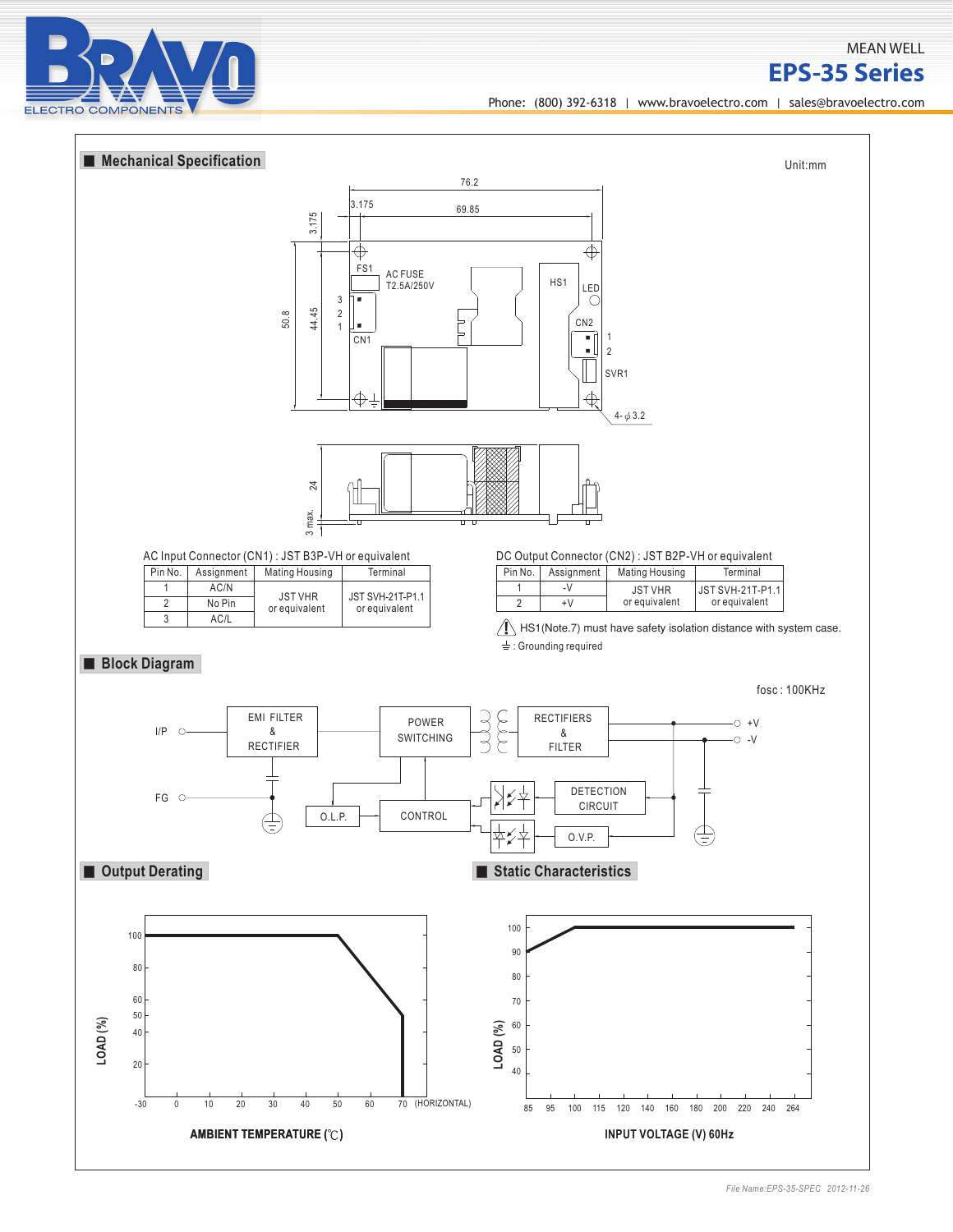## Mechanical Specification

Unit:mm

76.2

3.175

69.85

3.175

50.8

44.45

FS1

AC FUSE
T2.5A/250V

HS1

LED

3
2
1

CN1

CN2

1
2

SVR1

4- φ3.2

24

3 max.

AC Input Connector (CN1) : JST B3P-VH or equivalent

| Pin No. | Assignment | Mating Housing | Terminal |
|---|---|---|---|
| 1 | AC/N | JST VHR or equivalent | JST SVH-21T-P1.1 or equivalent |
| 2 | No Pin | | |
| 3 | AC/L | | |

DC Output Connector (CN2) : JST B2P-VH or equivalent

| Pin No. | Assignment | Mating Housing | Terminal |
|---|---|---|---|
| 1 | -V | JST VHR or equivalent | JST SVH-21T-P1.1 or equivalent |
| 2 | +V | | |

⚠ HS1(Note.7) must have safety isolation distance with system case.

⏚ : Grounding required

## Block Diagram

fosc : 100KHz

I/P

FG

EMI FILTER & RECTIFIER

POWER SWITCHING

RECTIFIERS & FILTER

+V

-V

O.L.P.

CONTROL

DETECTION CIRCUIT

O.V.P.

## Output Derating

LOAD (%)

100
80
60
50
40
20

-30 0 10 20 30 40 50 60 70 (HORIZONTAL)

AMBIENT TEMPERATURE (℃)

## Static Characteristics

LOAD (%)

100
90
80
70
60
50
40

85 95 100 115 120 140 160 180 200 220 240 264

INPUT VOLTAGE (V) 60Hz

File Name:EPS-35-SPEC 2012-11-26